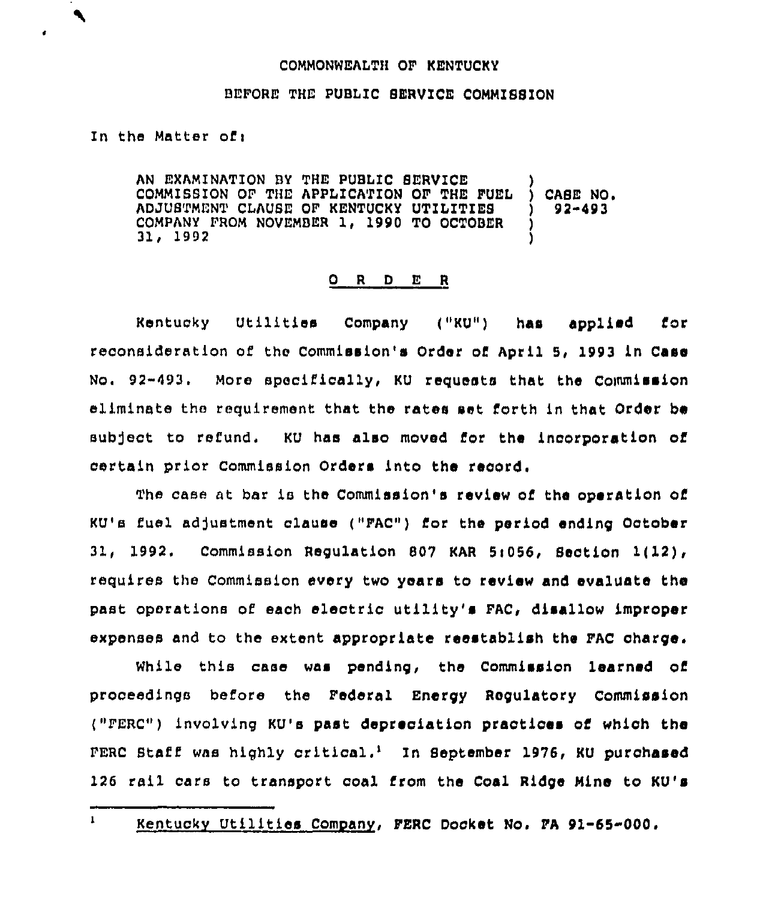COMMONWEALTH OF KENTUCKY

BEFORE THE PUBLIC SERVICE COMMISSION

In the Matter of:

| | | |
|---|---|---|
| AN EXAMINATION BY THE PUBLIC SERVICE COMMISSION OF THE APPLICATION OF THE FUEL ADJUSTMENT CLAUSE OF KENTUCKY UTILITIES COMPANY FROM NOVEMBER 1, 1990 TO OCTOBER 31, 1992 | ) | CASE NO. 92-493 |

## O R D E R

Kentucky Utilities Company ("KU") has applied for reconsideration of the Commission's Order of April 5, 1993 in Case No. 92-493. More specifically, KU requests that the Commission eliminate the requirement that the rates set forth in that Order be subject to refund. KU has also moved for the incorporation of certain prior Commission Orders into the record.

The case at bar is the Commission's review of the operation of KU's fuel adjustment clause ("FAC") for the period ending October 31, 1992. Commission Regulation 807 KAR 5:056, Section 1(12), requires the Commission every two years to review and evaluate the past operations of each electric utility's FAC, disallow improper expenses and to the extent appropriate reestablish the FAC charge.

While this case was pending, the Commission learned of proceedings before the Federal Energy Regulatory Commission ("FERC") involving KU's past depreciation practices of which the FERC Staff was highly critical.[1] In September 1976, KU purchased 126 rail cars to transport coal from the Coal Ridge Mine to KU's

[1] Kentucky Utilities Company, FERC Docket No. FA 91-65-000.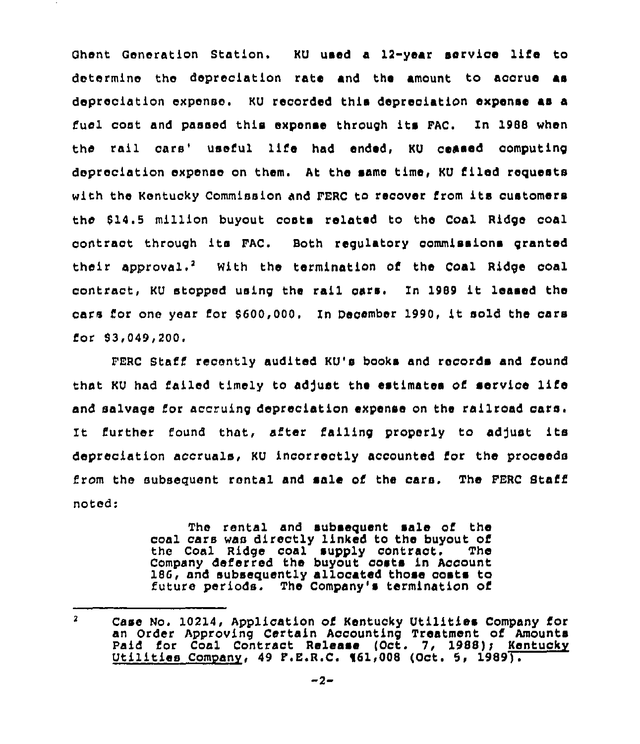Ghent Generation Station. KU used a 12-year service life to determine the depreciation rate and the amount to accrue as depreciation expense. KU recorded this depreciation expense as a fuel cost and passed this expense through its FAC. In 1988 when the rail cars' useful life had ended, KU ceased computing depreciation expense on them. At the same time, KU filed requests with the Kentucky Commission and FERC to recover from its customers the $14.5 million buyout costs related to the Coal Ridge coal contract through its FAC. Both regulatory commissions granted their approval.[2] With the termination of the Coal Ridge coal contract, KU stopped using the rail cars. In 1989 it leased the cars for one year for $600,000. In December 1990, it sold the cars for $3,049,200.

FERC Staff recently audited KU's books and records and found that KU had failed timely to adjust the estimates of service life and salvage for accruing depreciation expense on the railroad cars. It further found that, after failing properly to adjust its depreciation accruals, KU incorrectly accounted for the proceeds from the subsequent rental and sale of the cars. The FERC Staff noted:

> The rental and subsequent sale of the coal cars was directly linked to the buyout of the Coal Ridge coal supply contract. The Company deferred the buyout costs in Account 186, and subsequently allocated those costs to future periods. The Company's termination of

---

[2] Case No. 10214, Application of Kentucky Utilities Company for an Order Approving Certain Accounting Treatment of Amounts Paid for Coal Contract Release (Oct. 7, 1988); Kentucky Utilities Company, 49 F.E.R.C. ¶61,008 (Oct. 5, 1989).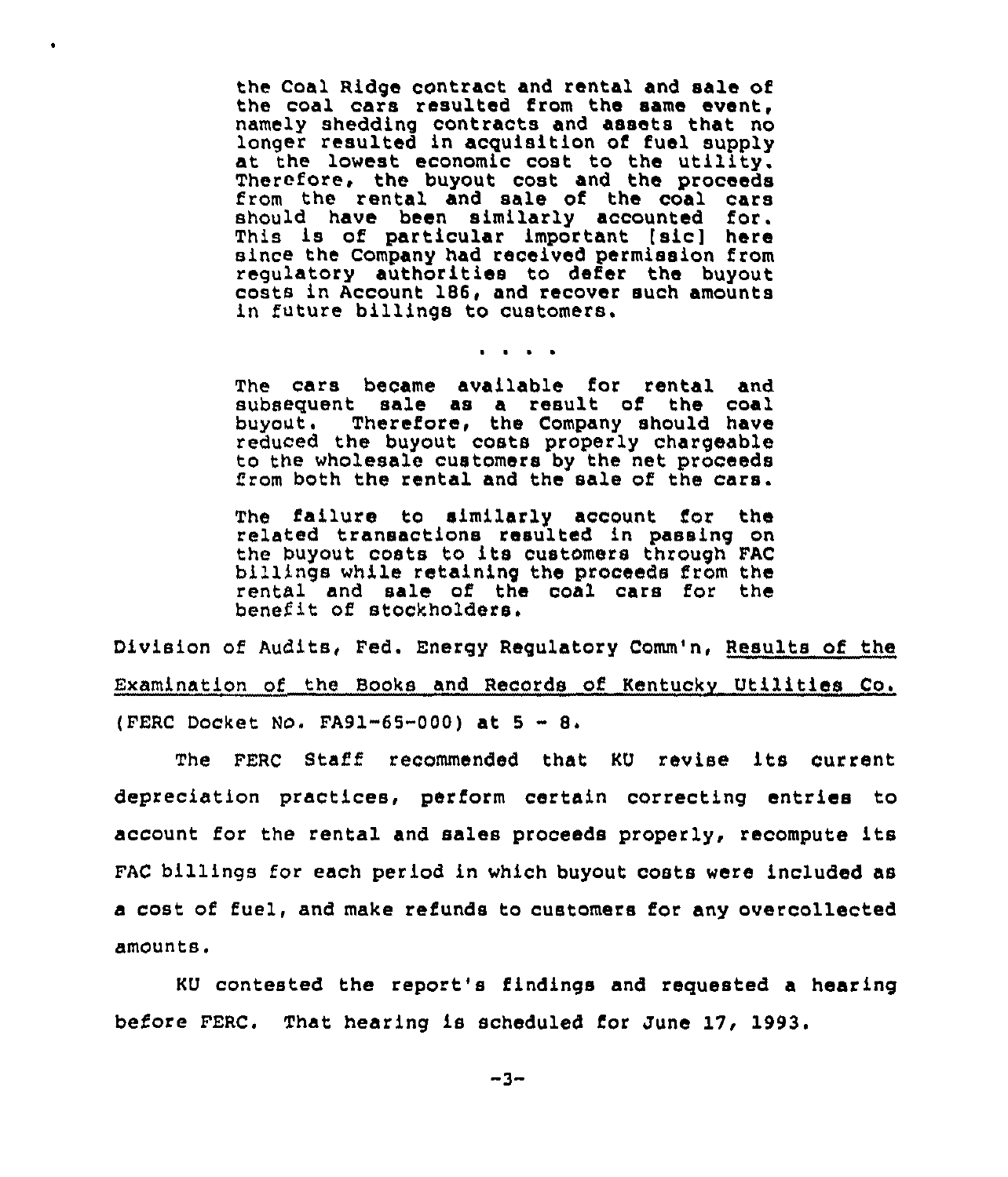> the Coal Ridge contract and rental and sale of the coal cars resulted from the same event, namely shedding contracts and assets that no longer resulted in acquisition of fuel supply at the lowest economic cost to the utility. Therefore, the buyout cost and the proceeds from the rental and sale of the coal cars should have been similarly accounted for. This is of particular important [sic] here since the Company had received permission from regulatory authorities to defer the buyout costs in Account 186, and recover such amounts in future billings to customers.
>
> . . . .
>
> The cars became available for rental and subsequent sale as a result of the coal buyout. Therefore, the Company should have reduced the buyout costs properly chargeable to the wholesale customers by the net proceeds from both the rental and the sale of the cars.
>
> The failure to similarly account for the related transactions resulted in passing on the buyout costs to its customers through FAC billings while retaining the proceeds from the rental and sale of the coal cars for the benefit of stockholders.

Division of Audits, Fed. Energy Regulatory Comm'n, Results of the Examination of the Books and Records of Kentucky Utilities Co. (FERC Docket No. FA91-65-000) at 5 - 8.

The FERC Staff recommended that KU revise its current depreciation practices, perform certain correcting entries to account for the rental and sales proceeds properly, recompute its FAC billings for each period in which buyout costs were included as a cost of fuel, and make refunds to customers for any overcollected amounts.

KU contested the report's findings and requested a hearing before FERC. That hearing is scheduled for June 17, 1993.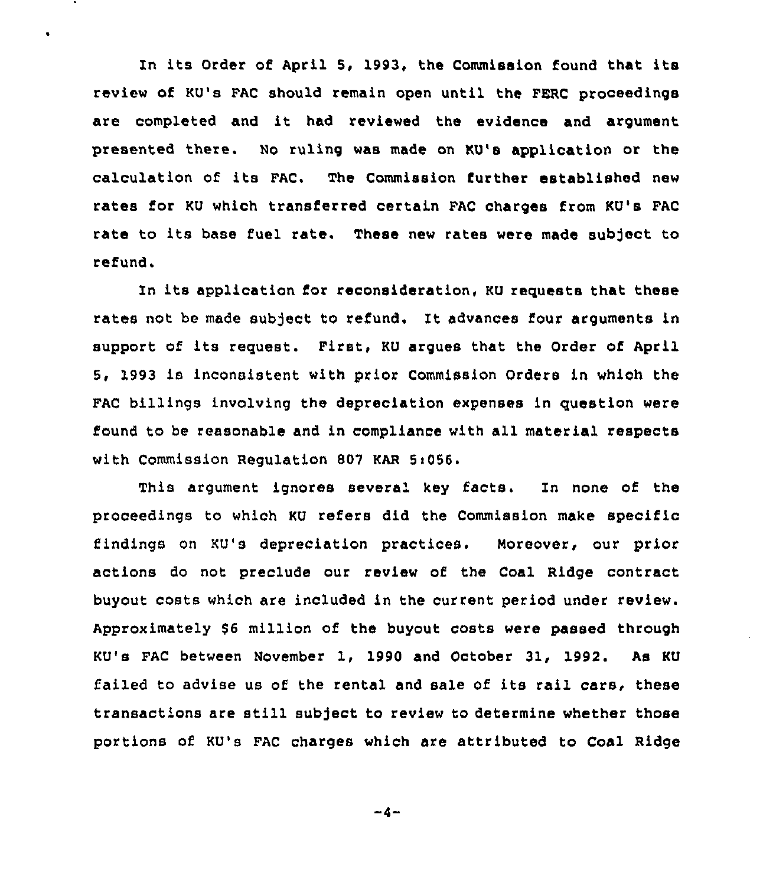In its Order of April 5, 1993, the Commission found that its review of KU's FAC should remain open until the FERC proceedings are completed and it had reviewed the evidence and argument presented there. No ruling was made on KU's application or the calculation of its FAC. The Commission further established new rates for KU which transferred certain FAC charges from KU's FAC rate to its base fuel rate. These new rates were made subject to refund.

In its application for reconsideration, KU requests that these rates not be made subject to refund. It advances four arguments in support of its request. First, KU argues that the Order of April 5, 1993 is inconsistent with prior Commission Orders in which the FAC billings involving the depreciation expenses in question were found to be reasonable and in compliance with all material respects with Commission Regulation 807 KAR 5:056.

This argument ignores several key facts. In none of the proceedings to which KU refers did the Commission make specific findings on KU's depreciation practices. Moreover, our prior actions do not preclude our review of the Coal Ridge contract buyout costs which are included in the current period under review. Approximately $6 million of the buyout costs were passed through KU's FAC between November 1, 1990 and October 31, 1992. As KU failed to advise us of the rental and sale of its rail cars, these transactions are still subject to review to determine whether those portions of KU's FAC charges which are attributed to Coal Ridge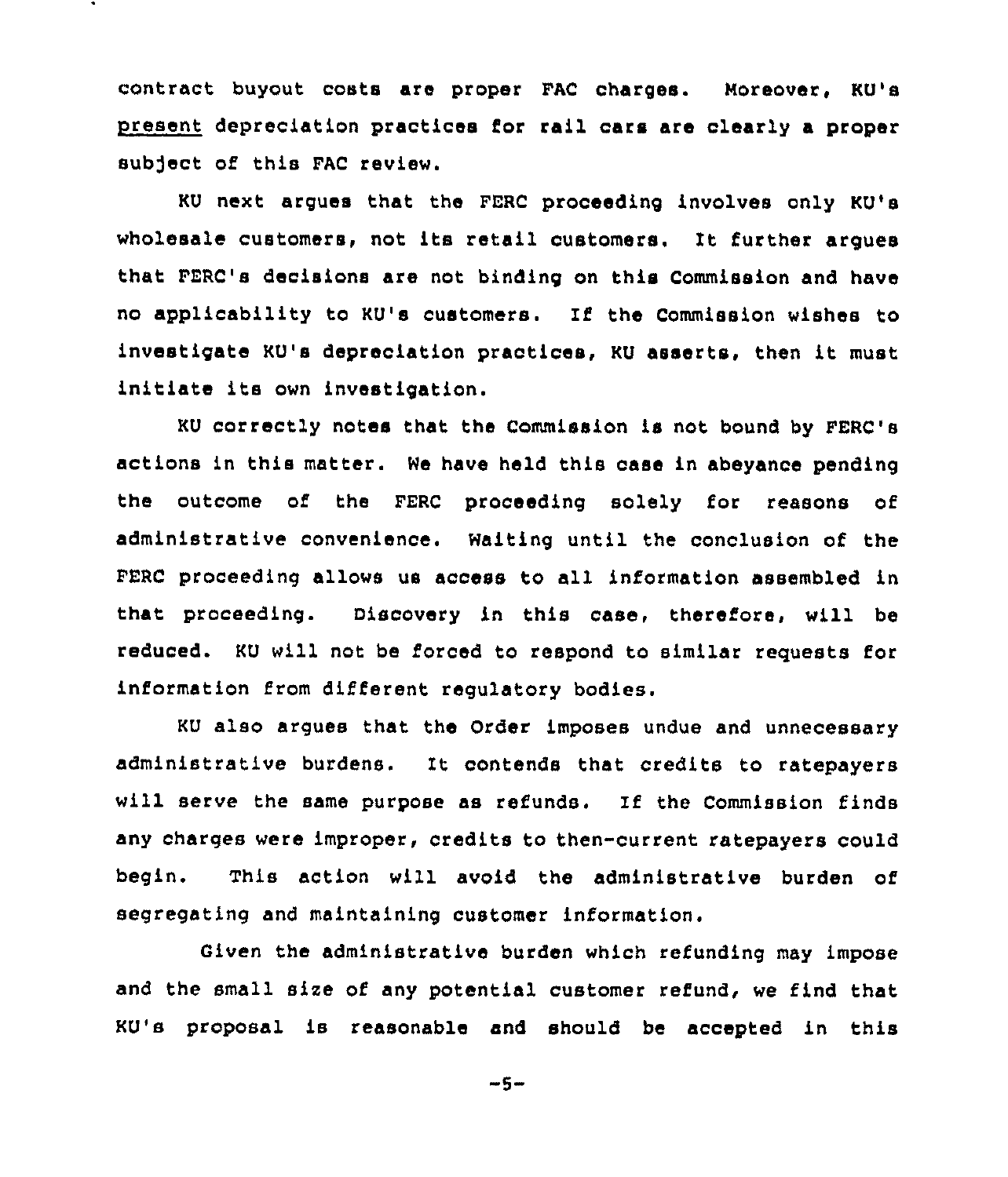contract buyout costs are proper FAC charges. Moreover, KU's present depreciation practices for rail cars are clearly a proper subject of this FAC review.

KU next argues that the FERC proceeding involves only KU's wholesale customers, not its retail customers. It further argues that FERC's decisions are not binding on this Commission and have no applicability to KU's customers. If the Commission wishes to investigate KU's depreciation practices, KU asserts, then it must initiate its own investigation.

KU correctly notes that the Commission is not bound by FERC's actions in this matter. We have held this case in abeyance pending the outcome of the FERC proceeding solely for reasons of administrative convenience. Waiting until the conclusion of the FERC proceeding allows us access to all information assembled in that proceeding. Discovery in this case, therefore, will be reduced. KU will not be forced to respond to similar requests for information from different regulatory bodies.

KU also argues that the Order imposes undue and unnecessary administrative burdens. It contends that credits to ratepayers will serve the same purpose as refunds. If the Commission finds any charges were improper, credits to then-current ratepayers could begin. This action will avoid the administrative burden of segregating and maintaining customer information.

Given the administrative burden which refunding may impose and the small size of any potential customer refund, we find that KU's proposal is reasonable and should be accepted in this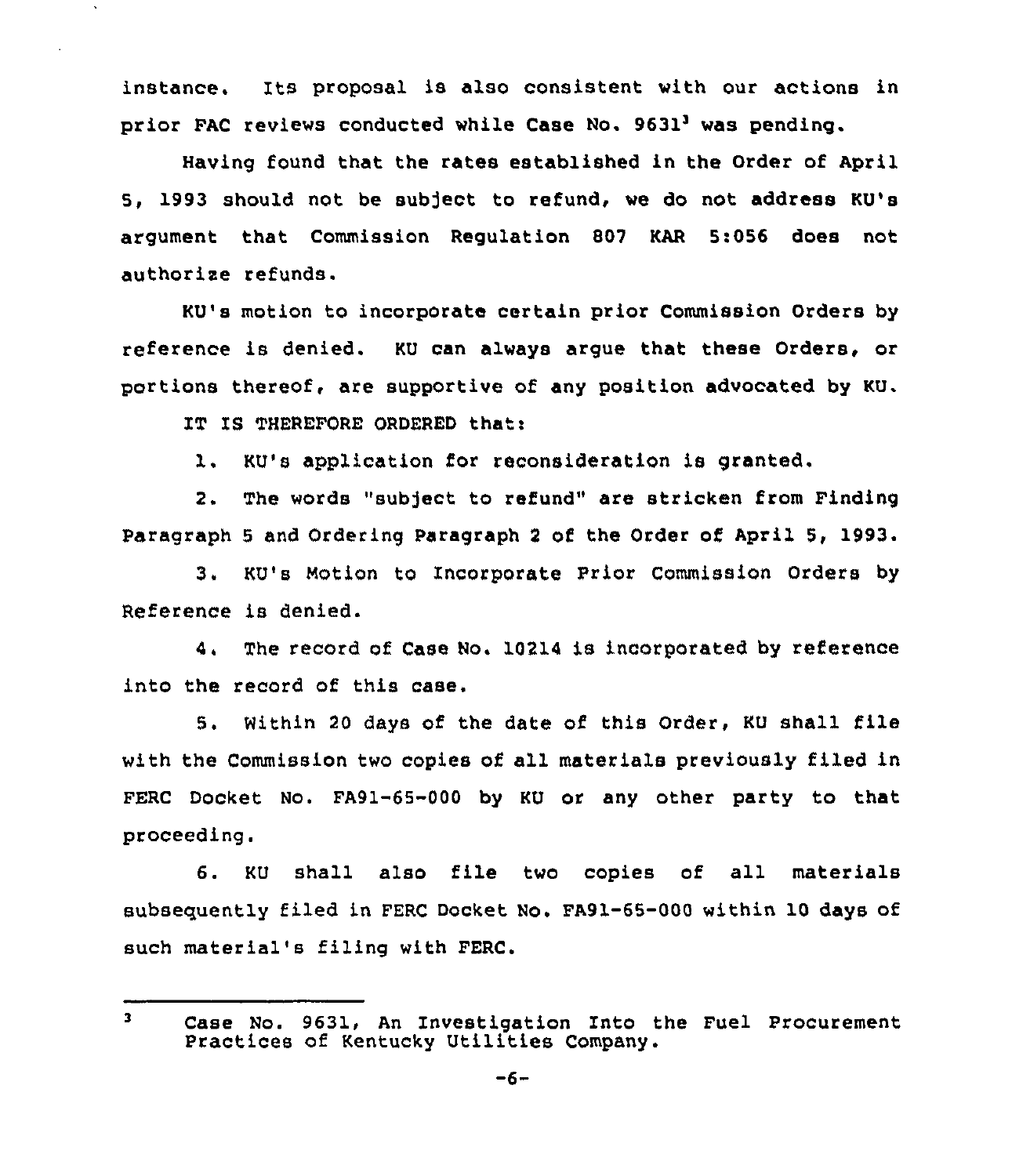instance. Its proposal is also consistent with our actions in prior FAC reviews conducted while Case No. 9631[3] was pending.

Having found that the rates established in the Order of April 5, 1993 should not be subject to refund, we do not address KU's argument that Commission Regulation 807 KAR 5:056 does not authorize refunds.

KU's motion to incorporate certain prior Commission Orders by reference is denied. KU can always argue that these Orders, or portions thereof, are supportive of any position advocated by KU.

IT IS THEREFORE ORDERED that:

1. KU's application for reconsideration is granted.

2. The words "subject to refund" are stricken from Finding Paragraph 5 and Ordering Paragraph 2 of the Order of April 5, 1993.

3. KU's Motion to Incorporate Prior Commission Orders by Reference is denied.

4. The record of Case No. 10214 is incorporated by reference into the record of this case.

5. Within 20 days of the date of this Order, KU shall file with the Commission two copies of all materials previously filed in FERC Docket No. FA91-65-000 by KU or any other party to that proceeding.

6. KU shall also file two copies of all materials subsequently filed in FERC Docket No. FA91-65-000 within 10 days of such material's filing with FERC.

---

[3] Case No. 9631, An Investigation Into the Fuel Procurement Practices of Kentucky Utilities Company.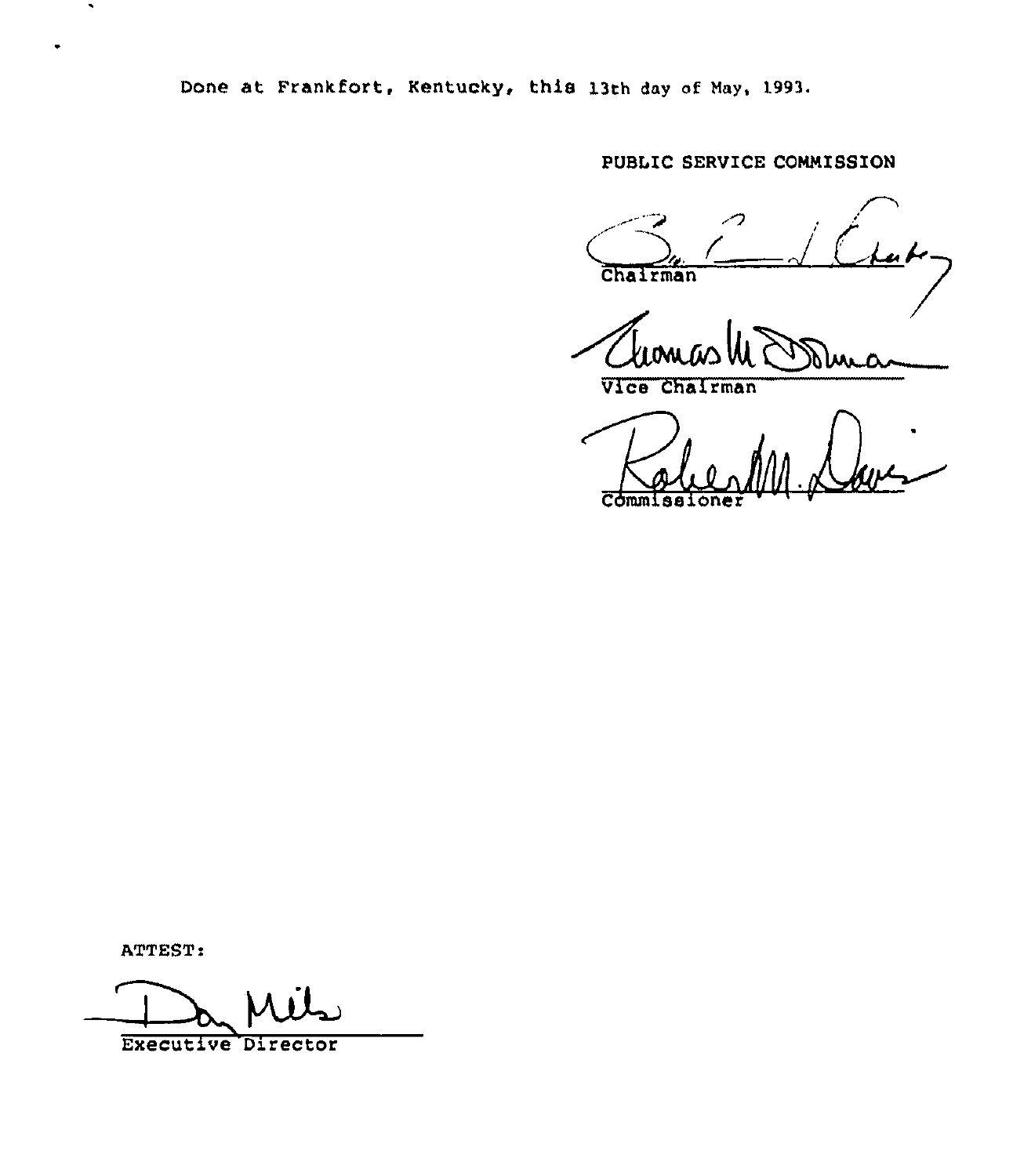Done at Frankfort, Kentucky, this 13th day of May, 1993.

PUBLIC SERVICE COMMISSION

Chairman

Vice Chairman

Commissioner

ATTEST:

Executive Director